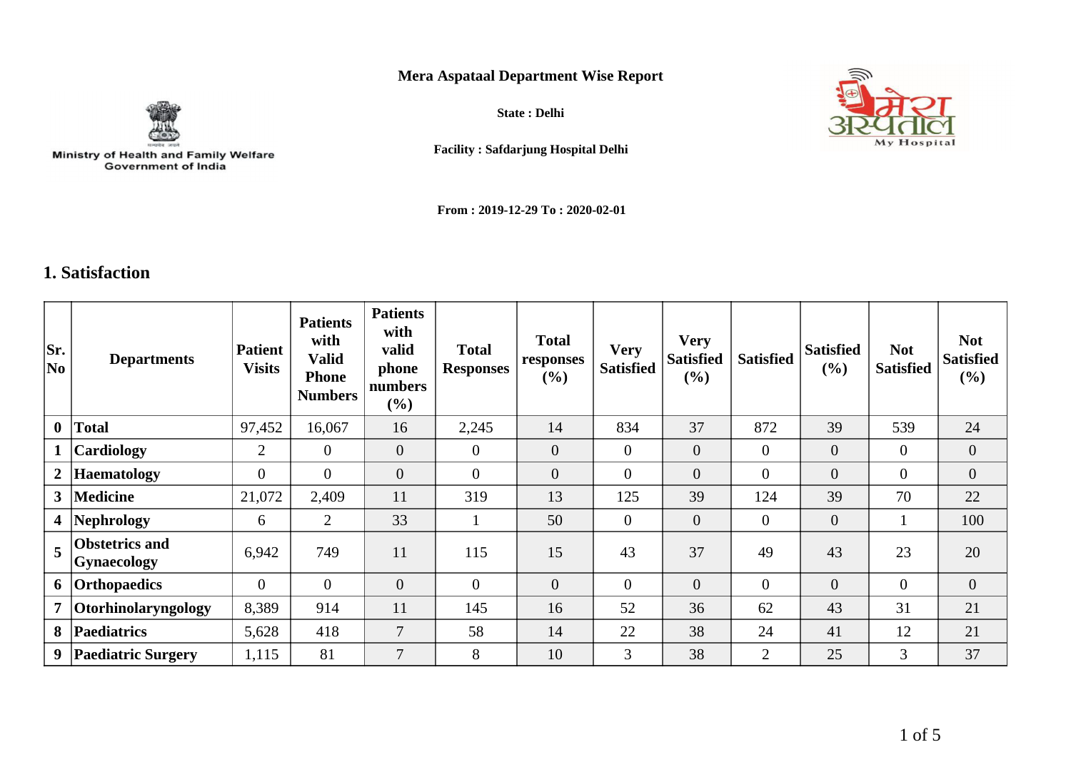Ministry of Health and Family Welfare
Government of India

**Mera Aspataal Department Wise Report**

**State : Delhi**

**Facility : Safdarjung Hospital Delhi**

**From : 2019-12-29 To : 2020-02-01**

## 1. Satisfaction

| Sr. No | Departments | Patient Visits | Patients with Valid Phone Numbers | Patients with valid phone numbers (%) | Total Responses | Total responses (%) | Very Satisfied | Very Satisfied (%) | Satisfied | Satisfied (%) | Not Satisfied | Not Satisfied (%) |
|---|---|---|---|---|---|---|---|---|---|---|---|---|
| **0** | **Total** | 97,452 | 16,067 | 16 | 2,245 | 14 | 834 | 37 | 872 | 39 | 539 | 24 |
| **1** | **Cardiology** | 2 | 0 | 0 | 0 | 0 | 0 | 0 | 0 | 0 | 0 | 0 |
| **2** | **Haematology** | 0 | 0 | 0 | 0 | 0 | 0 | 0 | 0 | 0 | 0 | 0 |
| **3** | **Medicine** | 21,072 | 2,409 | 11 | 319 | 13 | 125 | 39 | 124 | 39 | 70 | 22 |
| **4** | **Nephrology** | 6 | 2 | 33 | 1 | 50 | 0 | 0 | 0 | 0 | 1 | 100 |
| **5** | **Obstetrics and Gynaecology** | 6,942 | 749 | 11 | 115 | 15 | 43 | 37 | 49 | 43 | 23 | 20 |
| **6** | **Orthopaedics** | 0 | 0 | 0 | 0 | 0 | 0 | 0 | 0 | 0 | 0 | 0 |
| **7** | **Otorhinolaryngology** | 8,389 | 914 | 11 | 145 | 16 | 52 | 36 | 62 | 43 | 31 | 21 |
| **8** | **Paediatrics** | 5,628 | 418 | 7 | 58 | 14 | 22 | 38 | 24 | 41 | 12 | 21 |
| **9** | **Paediatric Surgery** | 1,115 | 81 | 7 | 8 | 10 | 3 | 38 | 2 | 25 | 3 | 37 |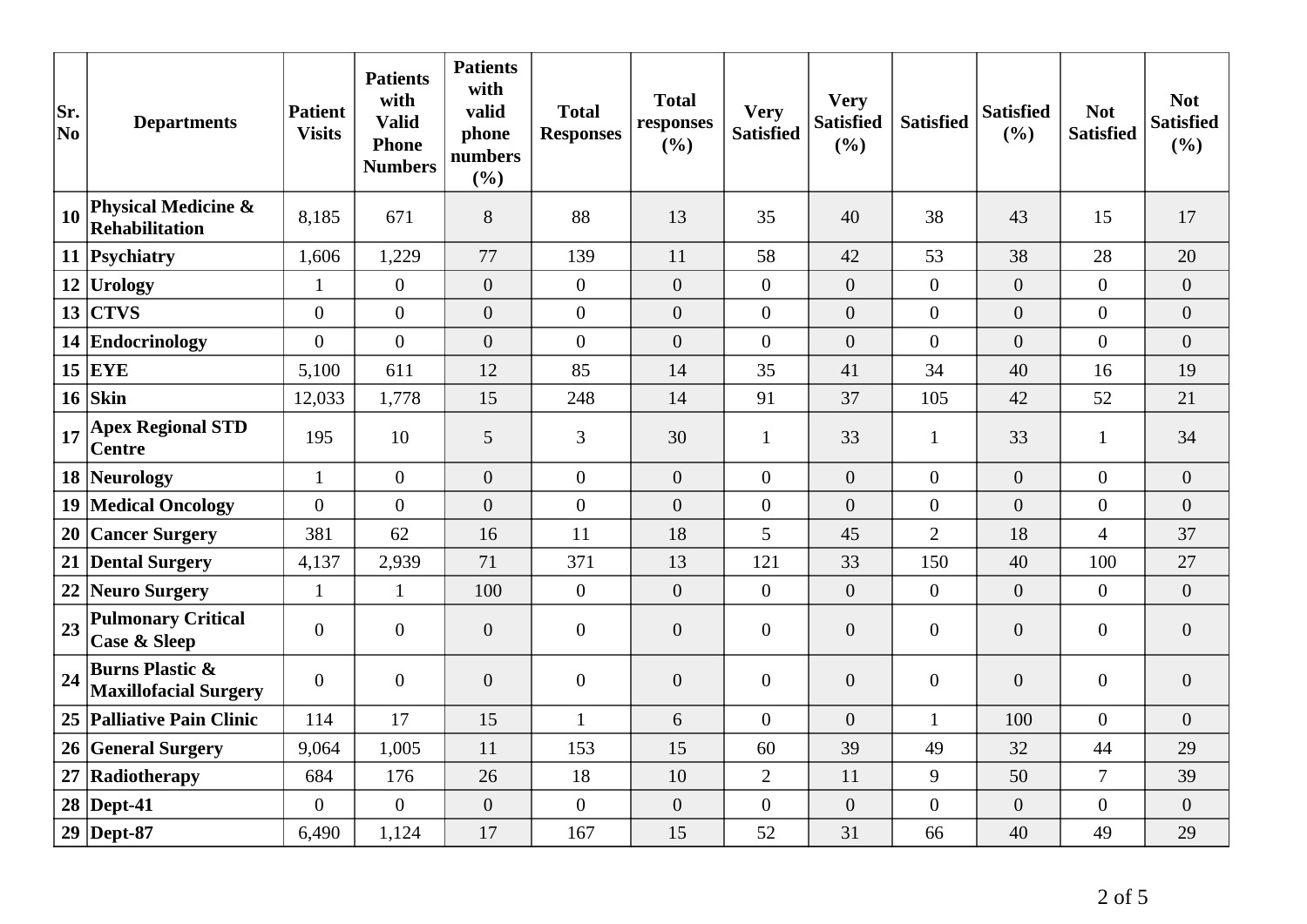| Sr. No | Departments | Patient Visits | Patients with Valid Phone Numbers | Patients with valid phone numbers (%) | Total Responses | Total responses (%) | Very Satisfied | Very Satisfied (%) | Satisfied | Satisfied (%) | Not Satisfied | Not Satisfied (%) |
|---|---|---|---|---|---|---|---|---|---|---|---|---|
| 10 | **Physical Medicine & Rehabilitation** | 8,185 | 671 | 8 | 88 | 13 | 35 | 40 | 38 | 43 | 15 | 17 |
| 11 | **Psychiatry** | 1,606 | 1,229 | 77 | 139 | 11 | 58 | 42 | 53 | 38 | 28 | 20 |
| 12 | **Urology** | 1 | 0 | 0 | 0 | 0 | 0 | 0 | 0 | 0 | 0 | 0 |
| 13 | **CTVS** | 0 | 0 | 0 | 0 | 0 | 0 | 0 | 0 | 0 | 0 | 0 |
| 14 | **Endocrinology** | 0 | 0 | 0 | 0 | 0 | 0 | 0 | 0 | 0 | 0 | 0 |
| 15 | **EYE** | 5,100 | 611 | 12 | 85 | 14 | 35 | 41 | 34 | 40 | 16 | 19 |
| 16 | **Skin** | 12,033 | 1,778 | 15 | 248 | 14 | 91 | 37 | 105 | 42 | 52 | 21 |
| 17 | **Apex Regional STD Centre** | 195 | 10 | 5 | 3 | 30 | 1 | 33 | 1 | 33 | 1 | 34 |
| 18 | **Neurology** | 1 | 0 | 0 | 0 | 0 | 0 | 0 | 0 | 0 | 0 | 0 |
| 19 | **Medical Oncology** | 0 | 0 | 0 | 0 | 0 | 0 | 0 | 0 | 0 | 0 | 0 |
| 20 | **Cancer Surgery** | 381 | 62 | 16 | 11 | 18 | 5 | 45 | 2 | 18 | 4 | 37 |
| 21 | **Dental Surgery** | 4,137 | 2,939 | 71 | 371 | 13 | 121 | 33 | 150 | 40 | 100 | 27 |
| 22 | **Neuro Surgery** | 1 | 1 | 100 | 0 | 0 | 0 | 0 | 0 | 0 | 0 | 0 |
| 23 | **Pulmonary Critical Case & Sleep** | 0 | 0 | 0 | 0 | 0 | 0 | 0 | 0 | 0 | 0 | 0 |
| 24 | **Burns Plastic & Maxillofacial Surgery** | 0 | 0 | 0 | 0 | 0 | 0 | 0 | 0 | 0 | 0 | 0 |
| 25 | **Palliative Pain Clinic** | 114 | 17 | 15 | 1 | 6 | 0 | 0 | 1 | 100 | 0 | 0 |
| 26 | **General Surgery** | 9,064 | 1,005 | 11 | 153 | 15 | 60 | 39 | 49 | 32 | 44 | 29 |
| 27 | **Radiotherapy** | 684 | 176 | 26 | 18 | 10 | 2 | 11 | 9 | 50 | 7 | 39 |
| 28 | **Dept-41** | 0 | 0 | 0 | 0 | 0 | 0 | 0 | 0 | 0 | 0 | 0 |
| 29 | **Dept-87** | 6,490 | 1,124 | 17 | 167 | 15 | 52 | 31 | 66 | 40 | 49 | 29 |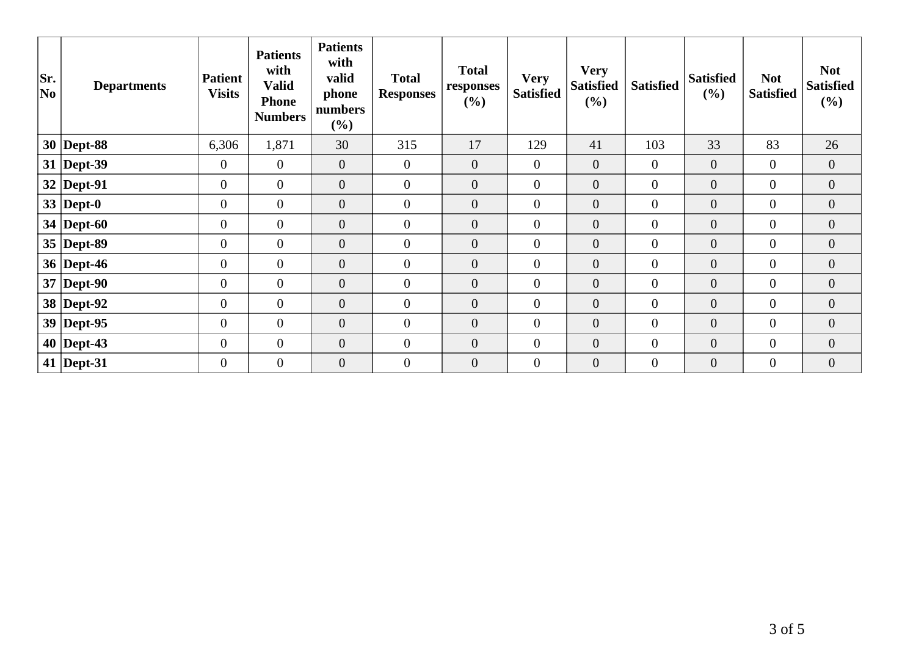| Sr. No | Departments | Patient Visits | Patients with Valid Phone Numbers | Patients with valid phone numbers (%) | Total Responses | Total responses (%) | Very Satisfied | Very Satisfied (%) | Satisfied | Satisfied (%) | Not Satisfied | Not Satisfied (%) |
|---|---|---|---|---|---|---|---|---|---|---|---|---|
| **30** | **Dept-88** | 6,306 | 1,871 | 30 | 315 | 17 | 129 | 41 | 103 | 33 | 83 | 26 |
| **31** | **Dept-39** | 0 | 0 | 0 | 0 | 0 | 0 | 0 | 0 | 0 | 0 | 0 |
| **32** | **Dept-91** | 0 | 0 | 0 | 0 | 0 | 0 | 0 | 0 | 0 | 0 | 0 |
| **33** | **Dept-0** | 0 | 0 | 0 | 0 | 0 | 0 | 0 | 0 | 0 | 0 | 0 |
| **34** | **Dept-60** | 0 | 0 | 0 | 0 | 0 | 0 | 0 | 0 | 0 | 0 | 0 |
| **35** | **Dept-89** | 0 | 0 | 0 | 0 | 0 | 0 | 0 | 0 | 0 | 0 | 0 |
| **36** | **Dept-46** | 0 | 0 | 0 | 0 | 0 | 0 | 0 | 0 | 0 | 0 | 0 |
| **37** | **Dept-90** | 0 | 0 | 0 | 0 | 0 | 0 | 0 | 0 | 0 | 0 | 0 |
| **38** | **Dept-92** | 0 | 0 | 0 | 0 | 0 | 0 | 0 | 0 | 0 | 0 | 0 |
| **39** | **Dept-95** | 0 | 0 | 0 | 0 | 0 | 0 | 0 | 0 | 0 | 0 | 0 |
| **40** | **Dept-43** | 0 | 0 | 0 | 0 | 0 | 0 | 0 | 0 | 0 | 0 | 0 |
| **41** | **Dept-31** | 0 | 0 | 0 | 0 | 0 | 0 | 0 | 0 | 0 | 0 | 0 |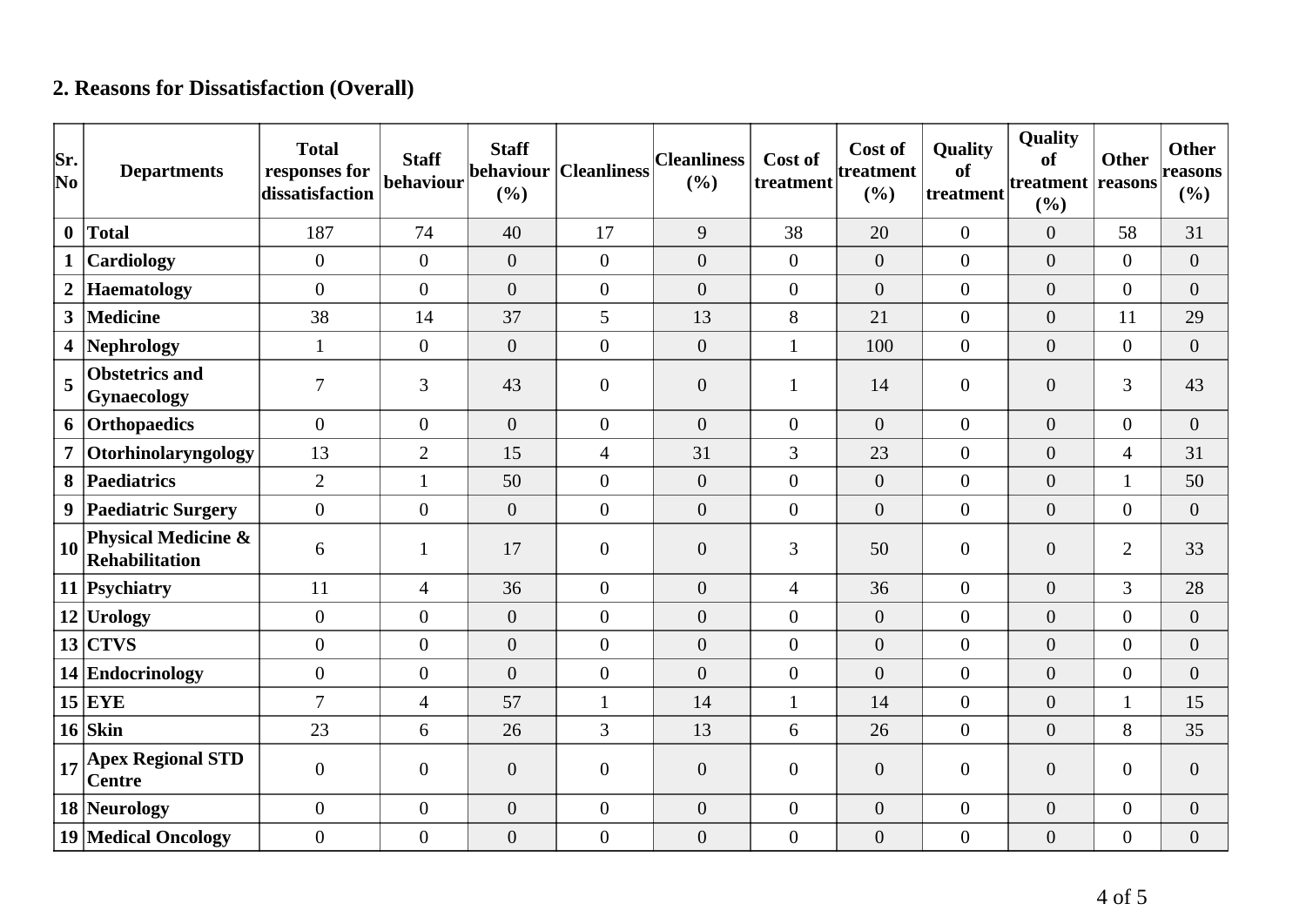## 2. Reasons for Dissatisfaction (Overall)

| Sr. No | Departments | Total responses for dissatisfaction | Staff behaviour | Staff behaviour (%) | Cleanliness | Cleanliness (%) | Cost of treatment | Cost of treatment (%) | Quality of treatment | Quality of treatment (%) | Other reasons | Other reasons (%) |
|---|---|---|---|---|---|---|---|---|---|---|---|---|
| 0 | **Total** | 187 | 74 | 40 | 17 | 9 | 38 | 20 | 0 | 0 | 58 | 31 |
| 1 | **Cardiology** | 0 | 0 | 0 | 0 | 0 | 0 | 0 | 0 | 0 | 0 | 0 |
| 2 | **Haematology** | 0 | 0 | 0 | 0 | 0 | 0 | 0 | 0 | 0 | 0 | 0 |
| 3 | **Medicine** | 38 | 14 | 37 | 5 | 13 | 8 | 21 | 0 | 0 | 11 | 29 |
| 4 | **Nephrology** | 1 | 0 | 0 | 0 | 0 | 1 | 100 | 0 | 0 | 0 | 0 |
| 5 | **Obstetrics and Gynaecology** | 7 | 3 | 43 | 0 | 0 | 1 | 14 | 0 | 0 | 3 | 43 |
| 6 | **Orthopaedics** | 0 | 0 | 0 | 0 | 0 | 0 | 0 | 0 | 0 | 0 | 0 |
| 7 | **Otorhinolaryngology** | 13 | 2 | 15 | 4 | 31 | 3 | 23 | 0 | 0 | 4 | 31 |
| 8 | **Paediatrics** | 2 | 1 | 50 | 0 | 0 | 0 | 0 | 0 | 0 | 1 | 50 |
| 9 | **Paediatric Surgery** | 0 | 0 | 0 | 0 | 0 | 0 | 0 | 0 | 0 | 0 | 0 |
| 10 | **Physical Medicine & Rehabilitation** | 6 | 1 | 17 | 0 | 0 | 3 | 50 | 0 | 0 | 2 | 33 |
| 11 | **Psychiatry** | 11 | 4 | 36 | 0 | 0 | 4 | 36 | 0 | 0 | 3 | 28 |
| 12 | **Urology** | 0 | 0 | 0 | 0 | 0 | 0 | 0 | 0 | 0 | 0 | 0 |
| 13 | **CTVS** | 0 | 0 | 0 | 0 | 0 | 0 | 0 | 0 | 0 | 0 | 0 |
| 14 | **Endocrinology** | 0 | 0 | 0 | 0 | 0 | 0 | 0 | 0 | 0 | 0 | 0 |
| 15 | **EYE** | 7 | 4 | 57 | 1 | 14 | 1 | 14 | 0 | 0 | 1 | 15 |
| 16 | **Skin** | 23 | 6 | 26 | 3 | 13 | 6 | 26 | 0 | 0 | 8 | 35 |
| 17 | **Apex Regional STD Centre** | 0 | 0 | 0 | 0 | 0 | 0 | 0 | 0 | 0 | 0 | 0 |
| 18 | **Neurology** | 0 | 0 | 0 | 0 | 0 | 0 | 0 | 0 | 0 | 0 | 0 |
| 19 | **Medical Oncology** | 0 | 0 | 0 | 0 | 0 | 0 | 0 | 0 | 0 | 0 | 0 |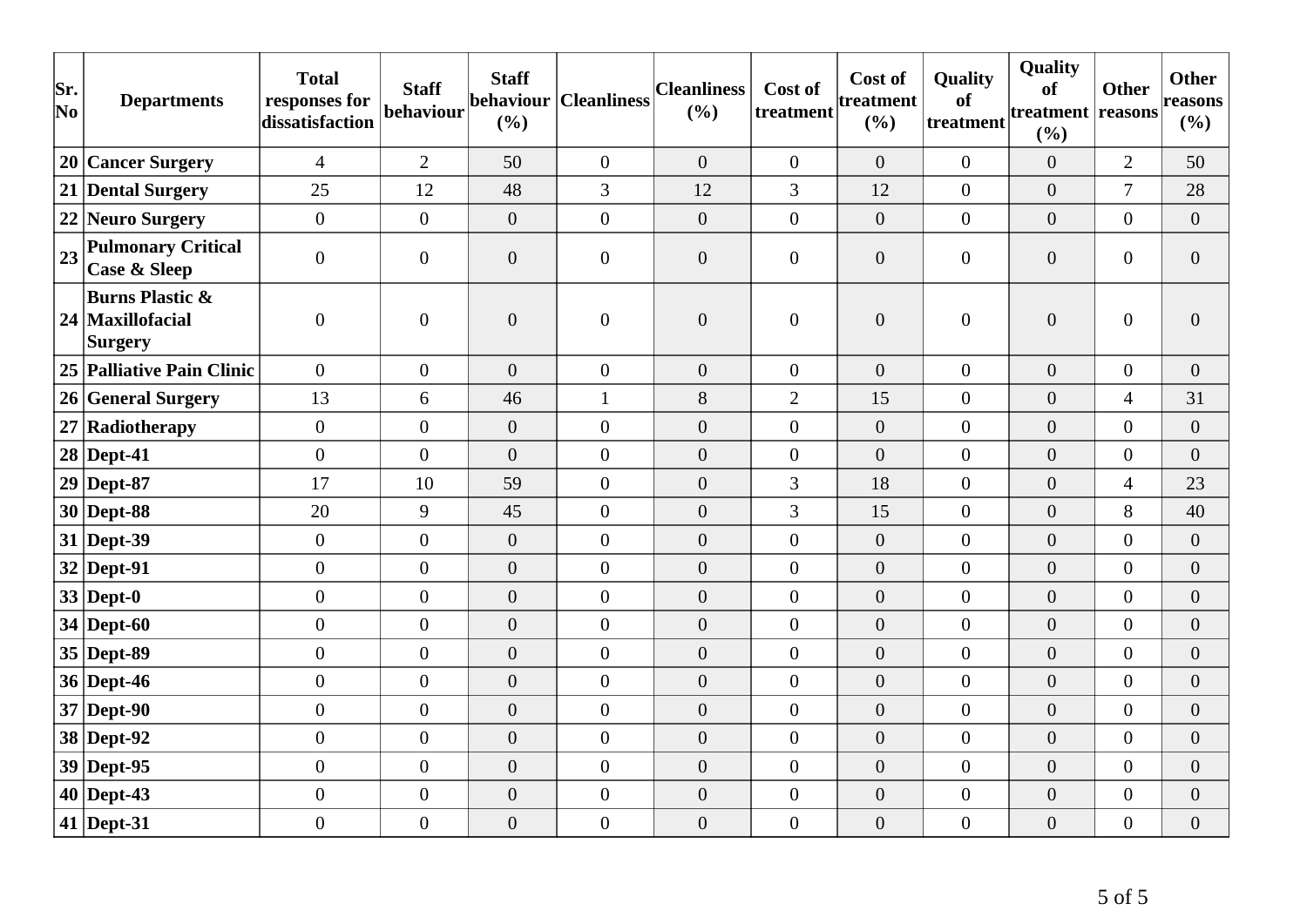| Sr. No | Departments | Total responses for dissatisfaction | Staff behaviour | Staff behaviour (%) | Cleanliness | Cleanliness (%) | Cost of treatment | Cost of treatment (%) | Quality of treatment | Quality of treatment (%) | Other reasons | Other reasons (%) |
|---|---|---|---|---|---|---|---|---|---|---|---|---|
| 20 | Cancer Surgery | 4 | 2 | 50 | 0 | 0 | 0 | 0 | 0 | 0 | 2 | 50 |
| 21 | Dental Surgery | 25 | 12 | 48 | 3 | 12 | 3 | 12 | 0 | 0 | 7 | 28 |
| 22 | Neuro Surgery | 0 | 0 | 0 | 0 | 0 | 0 | 0 | 0 | 0 | 0 | 0 |
| 23 | Pulmonary Critical Case & Sleep | 0 | 0 | 0 | 0 | 0 | 0 | 0 | 0 | 0 | 0 | 0 |
| 24 | Burns Plastic & Maxillofacial Surgery | 0 | 0 | 0 | 0 | 0 | 0 | 0 | 0 | 0 | 0 | 0 |
| 25 | Palliative Pain Clinic | 0 | 0 | 0 | 0 | 0 | 0 | 0 | 0 | 0 | 0 | 0 |
| 26 | General Surgery | 13 | 6 | 46 | 1 | 8 | 2 | 15 | 0 | 0 | 4 | 31 |
| 27 | Radiotherapy | 0 | 0 | 0 | 0 | 0 | 0 | 0 | 0 | 0 | 0 | 0 |
| 28 | Dept-41 | 0 | 0 | 0 | 0 | 0 | 0 | 0 | 0 | 0 | 0 | 0 |
| 29 | Dept-87 | 17 | 10 | 59 | 0 | 0 | 3 | 18 | 0 | 0 | 4 | 23 |
| 30 | Dept-88 | 20 | 9 | 45 | 0 | 0 | 3 | 15 | 0 | 0 | 8 | 40 |
| 31 | Dept-39 | 0 | 0 | 0 | 0 | 0 | 0 | 0 | 0 | 0 | 0 | 0 |
| 32 | Dept-91 | 0 | 0 | 0 | 0 | 0 | 0 | 0 | 0 | 0 | 0 | 0 |
| 33 | Dept-0 | 0 | 0 | 0 | 0 | 0 | 0 | 0 | 0 | 0 | 0 | 0 |
| 34 | Dept-60 | 0 | 0 | 0 | 0 | 0 | 0 | 0 | 0 | 0 | 0 | 0 |
| 35 | Dept-89 | 0 | 0 | 0 | 0 | 0 | 0 | 0 | 0 | 0 | 0 | 0 |
| 36 | Dept-46 | 0 | 0 | 0 | 0 | 0 | 0 | 0 | 0 | 0 | 0 | 0 |
| 37 | Dept-90 | 0 | 0 | 0 | 0 | 0 | 0 | 0 | 0 | 0 | 0 | 0 |
| 38 | Dept-92 | 0 | 0 | 0 | 0 | 0 | 0 | 0 | 0 | 0 | 0 | 0 |
| 39 | Dept-95 | 0 | 0 | 0 | 0 | 0 | 0 | 0 | 0 | 0 | 0 | 0 |
| 40 | Dept-43 | 0 | 0 | 0 | 0 | 0 | 0 | 0 | 0 | 0 | 0 | 0 |
| 41 | Dept-31 | 0 | 0 | 0 | 0 | 0 | 0 | 0 | 0 | 0 | 0 | 0 |